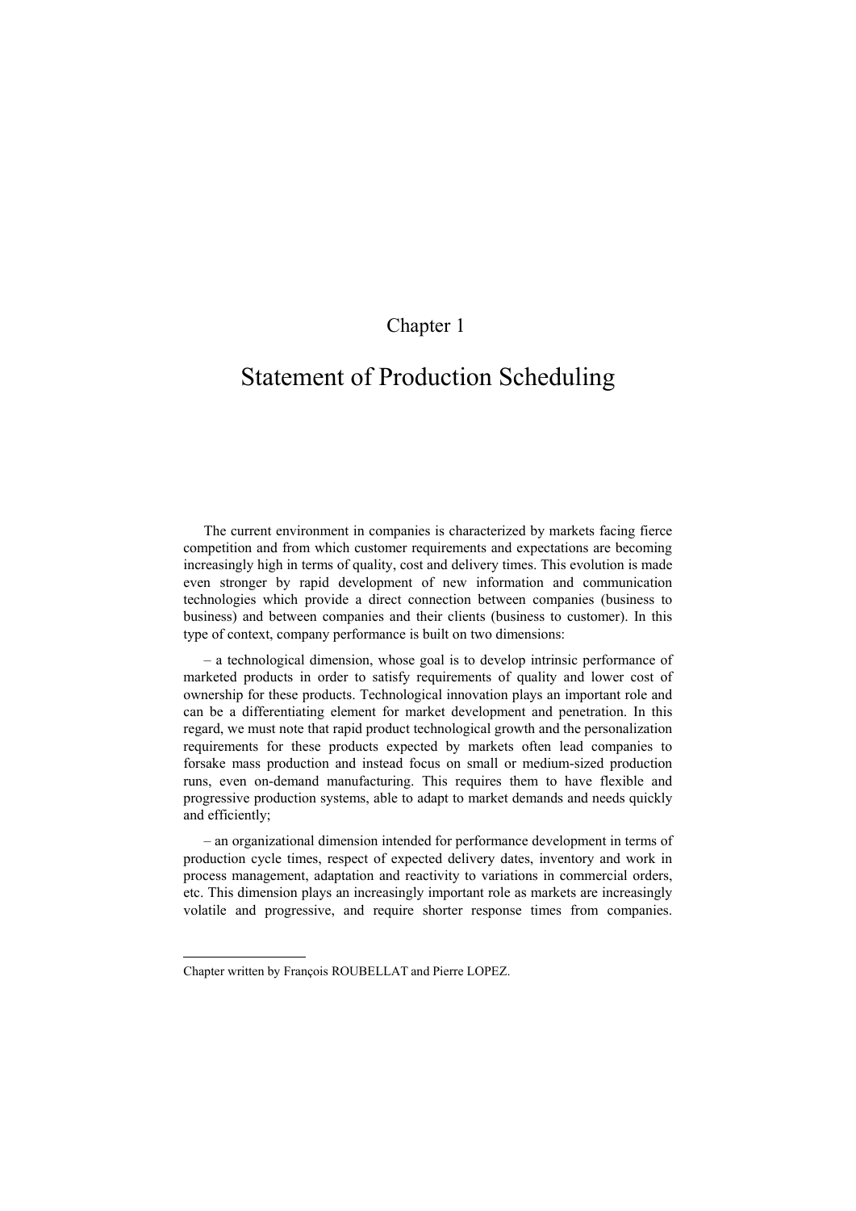# Chapter 1

# Statement of Production Scheduling

The current environment in companies is characterized by markets facing fierce competition and from which customer requirements and expectations are becoming increasingly high in terms of quality, cost and delivery times. This evolution is made even stronger by rapid development of new information and communication technologies which provide a direct connection between companies (business to business) and between companies and their clients (business to customer). In this type of context, company performance is built on two dimensions:

– a technological dimension, whose goal is to develop intrinsic performance of marketed products in order to satisfy requirements of quality and lower cost of ownership for these products. Technological innovation plays an important role and can be a differentiating element for market development and penetration. In this regard, we must note that rapid product technological growth and the personalization requirements for these products expected by markets often lead companies to forsake mass production and instead focus on small or medium-sized production runs, even on-demand manufacturing. This requires them to have flexible and progressive production systems, able to adapt to market demands and needs quickly and efficiently;

– an organizational dimension intended for performance development in terms of production cycle times, respect of expected delivery dates, inventory and work in process management, adaptation and reactivity to variations in commercial orders, etc. This dimension plays an increasingly important role as markets are increasingly volatile and progressive, and require shorter response times from companies.

---

Chapter written by François ROUBELLAT and Pierre LOPEZ.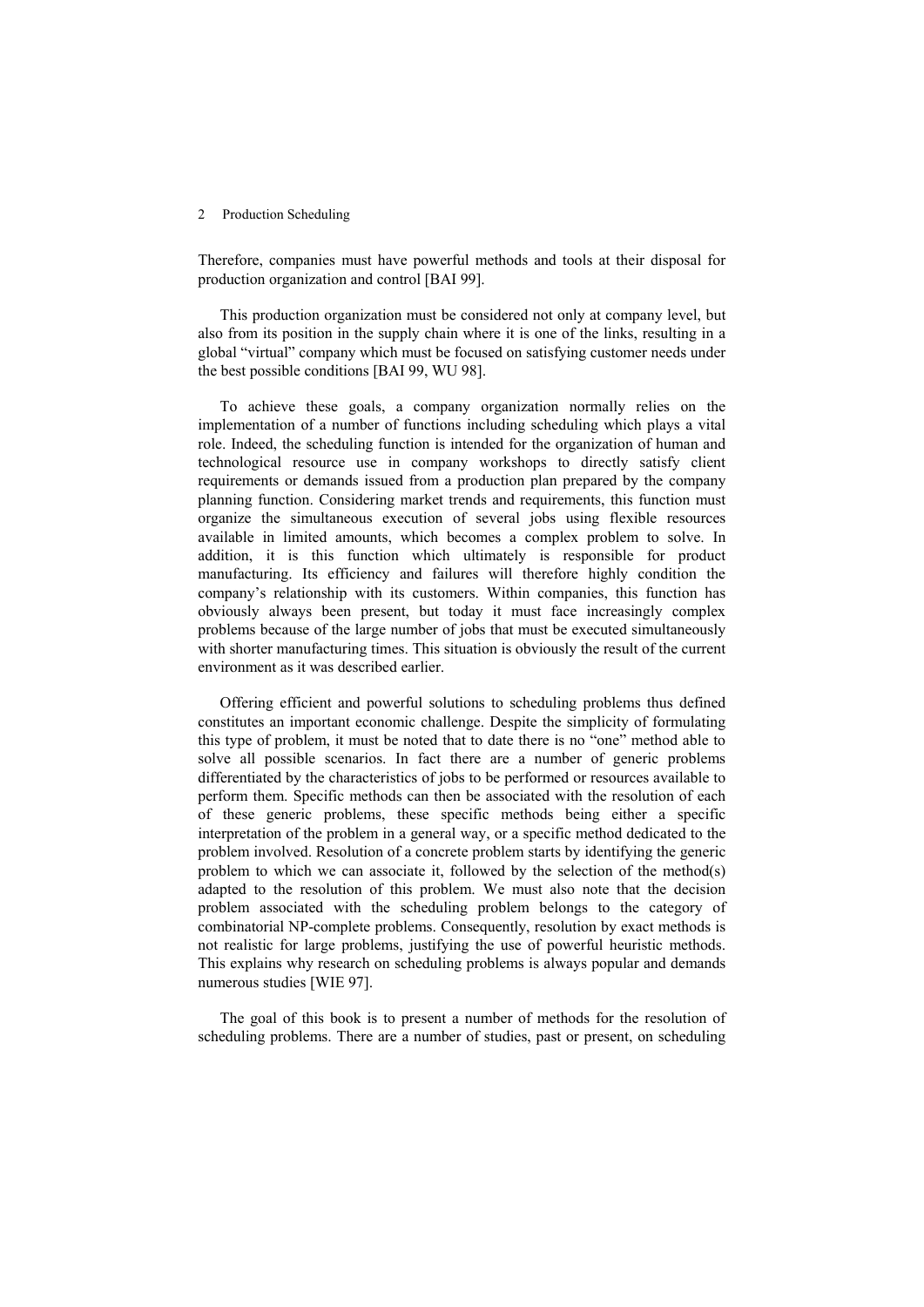Therefore, companies must have powerful methods and tools at their disposal for production organization and control [BAI 99].

This production organization must be considered not only at company level, but also from its position in the supply chain where it is one of the links, resulting in a global "virtual" company which must be focused on satisfying customer needs under the best possible conditions [BAI 99, WU 98].

To achieve these goals, a company organization normally relies on the implementation of a number of functions including scheduling which plays a vital role. Indeed, the scheduling function is intended for the organization of human and technological resource use in company workshops to directly satisfy client requirements or demands issued from a production plan prepared by the company planning function. Considering market trends and requirements, this function must organize the simultaneous execution of several jobs using flexible resources available in limited amounts, which becomes a complex problem to solve. In addition, it is this function which ultimately is responsible for product manufacturing. Its efficiency and failures will therefore highly condition the company's relationship with its customers. Within companies, this function has obviously always been present, but today it must face increasingly complex problems because of the large number of jobs that must be executed simultaneously with shorter manufacturing times. This situation is obviously the result of the current environment as it was described earlier.

Offering efficient and powerful solutions to scheduling problems thus defined constitutes an important economic challenge. Despite the simplicity of formulating this type of problem, it must be noted that to date there is no "one" method able to solve all possible scenarios. In fact there are a number of generic problems differentiated by the characteristics of jobs to be performed or resources available to perform them. Specific methods can then be associated with the resolution of each of these generic problems, these specific methods being either a specific interpretation of the problem in a general way, or a specific method dedicated to the problem involved. Resolution of a concrete problem starts by identifying the generic problem to which we can associate it, followed by the selection of the method(s) adapted to the resolution of this problem. We must also note that the decision problem associated with the scheduling problem belongs to the category of combinatorial NP-complete problems. Consequently, resolution by exact methods is not realistic for large problems, justifying the use of powerful heuristic methods. This explains why research on scheduling problems is always popular and demands numerous studies [WIE 97].

The goal of this book is to present a number of methods for the resolution of scheduling problems. There are a number of studies, past or present, on scheduling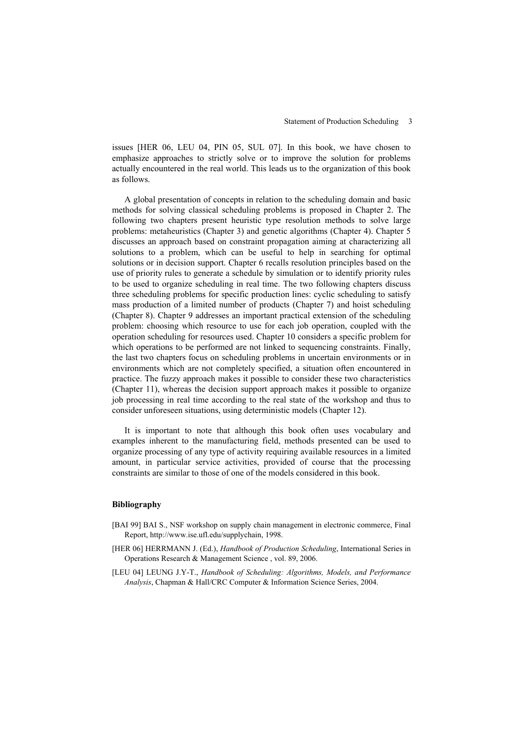issues [HER 06, LEU 04, PIN 05, SUL 07]. In this book, we have chosen to emphasize approaches to strictly solve or to improve the solution for problems actually encountered in the real world. This leads us to the organization of this book as follows.

A global presentation of concepts in relation to the scheduling domain and basic methods for solving classical scheduling problems is proposed in Chapter 2. The following two chapters present heuristic type resolution methods to solve large problems: metaheuristics (Chapter 3) and genetic algorithms (Chapter 4). Chapter 5 discusses an approach based on constraint propagation aiming at characterizing all solutions to a problem, which can be useful to help in searching for optimal solutions or in decision support. Chapter 6 recalls resolution principles based on the use of priority rules to generate a schedule by simulation or to identify priority rules to be used to organize scheduling in real time. The two following chapters discuss three scheduling problems for specific production lines: cyclic scheduling to satisfy mass production of a limited number of products (Chapter 7) and hoist scheduling (Chapter 8). Chapter 9 addresses an important practical extension of the scheduling problem: choosing which resource to use for each job operation, coupled with the operation scheduling for resources used. Chapter 10 considers a specific problem for which operations to be performed are not linked to sequencing constraints. Finally, the last two chapters focus on scheduling problems in uncertain environments or in environments which are not completely specified, a situation often encountered in practice. The fuzzy approach makes it possible to consider these two characteristics (Chapter 11), whereas the decision support approach makes it possible to organize job processing in real time according to the real state of the workshop and thus to consider unforeseen situations, using deterministic models (Chapter 12).

It is important to note that although this book often uses vocabulary and examples inherent to the manufacturing field, methods presented can be used to organize processing of any type of activity requiring available resources in a limited amount, in particular service activities, provided of course that the processing constraints are similar to those of one of the models considered in this book.

### Bibliography

[BAI 99] BAI S., NSF workshop on supply chain management in electronic commerce, Final Report, http://www.ise.ufl.edu/supplychain, 1998.

[HER 06] HERRMANN J. (Ed.), *Handbook of Production Scheduling*, International Series in Operations Research & Management Science , vol. 89, 2006.

[LEU 04] LEUNG J.Y-T., *Handbook of Scheduling: Algorithms, Models, and Performance Analysis*, Chapman & Hall/CRC Computer & Information Science Series, 2004.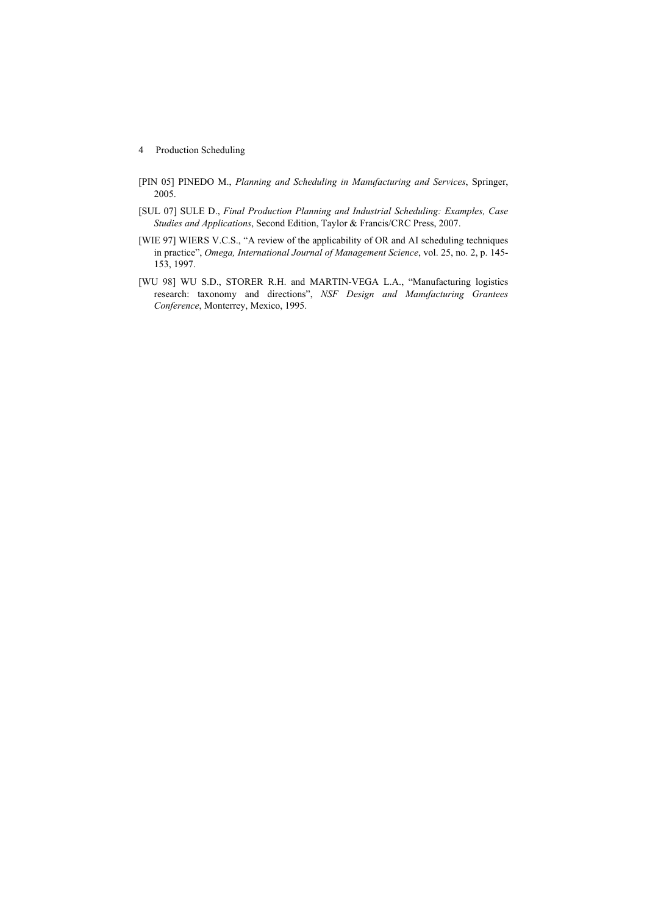[PIN 05] PINEDO M., *Planning and Scheduling in Manufacturing and Services*, Springer, 2005.

[SUL 07] SULE D., *Final Production Planning and Industrial Scheduling: Examples, Case Studies and Applications*, Second Edition, Taylor & Francis/CRC Press, 2007.

[WIE 97] WIERS V.C.S., "A review of the applicability of OR and AI scheduling techniques in practice", *Omega, International Journal of Management Science*, vol. 25, no. 2, p. 145-153, 1997.

[WU 98] WU S.D., STORER R.H. and MARTIN-VEGA L.A., "Manufacturing logistics research: taxonomy and directions", *NSF Design and Manufacturing Grantees Conference*, Monterrey, Mexico, 1995.